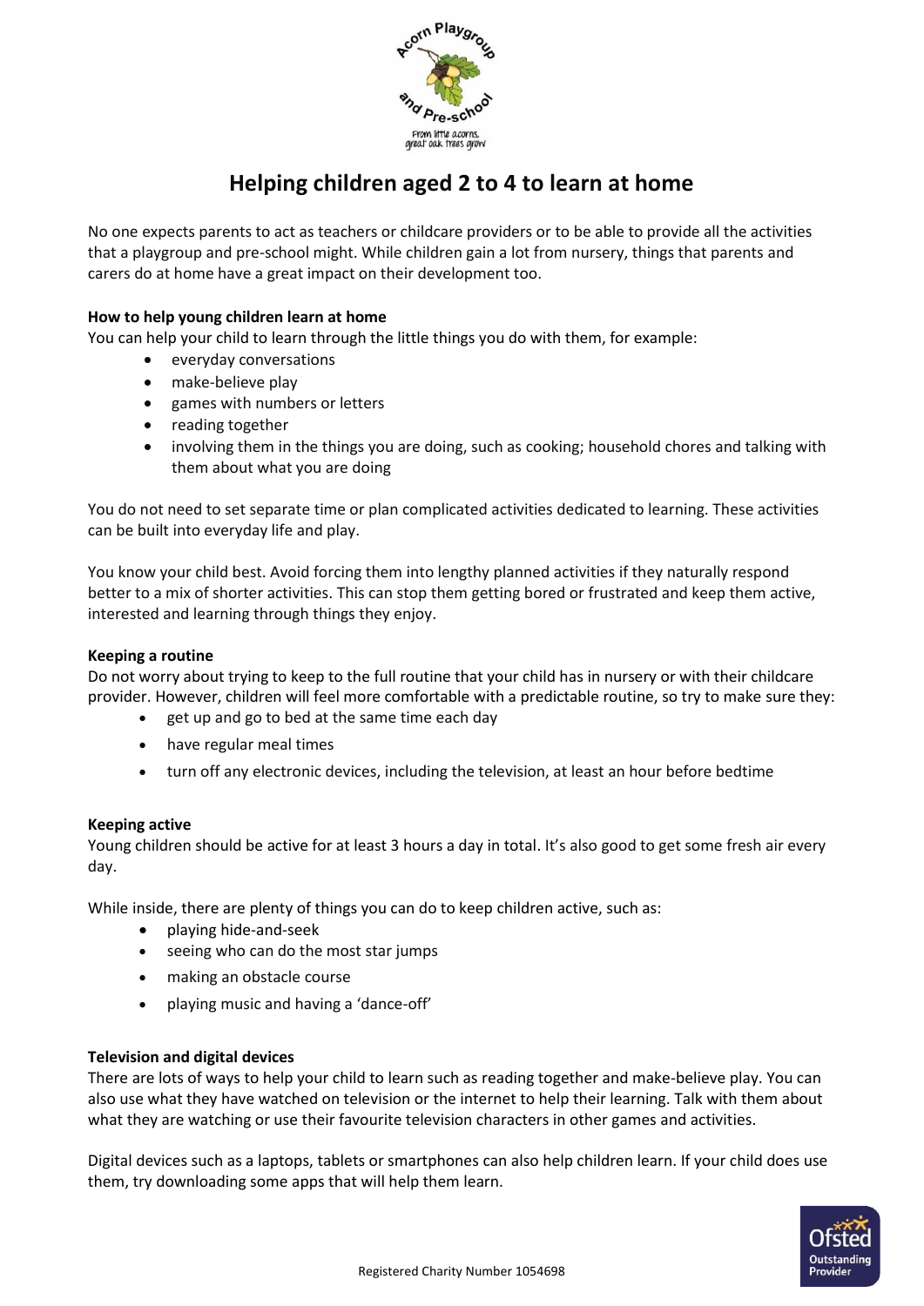# Helping children aged 2 to 4 to learn at home

No one expects parents to act as teachers or childcare providers or to be able to provide all the activities that a playgroup and pre-school might. While children gain a lot from nursery, things that parents and carers do at home have a great impact on their development too.

**How to help young children learn at home**

You can help your child to learn through the little things you do with them, for example:

- everyday conversations
- make-believe play
- games with numbers or letters
- reading together
- involving them in the things you are doing, such as cooking; household chores and talking with them about what you are doing

You do not need to set separate time or plan complicated activities dedicated to learning. These activities can be built into everyday life and play.

You know your child best. Avoid forcing them into lengthy planned activities if they naturally respond better to a mix of shorter activities. This can stop them getting bored or frustrated and keep them active, interested and learning through things they enjoy.

**Keeping a routine**

Do not worry about trying to keep to the full routine that your child has in nursery or with their childcare provider. However, children will feel more comfortable with a predictable routine, so try to make sure they:

- get up and go to bed at the same time each day
- have regular meal times
- turn off any electronic devices, including the television, at least an hour before bedtime

**Keeping active**

Young children should be active for at least 3 hours a day in total. It's also good to get some fresh air every day.

While inside, there are plenty of things you can do to keep children active, such as:

- playing hide-and-seek
- seeing who can do the most star jumps
- making an obstacle course
- playing music and having a 'dance-off'

**Television and digital devices**

There are lots of ways to help your child to learn such as reading together and make-believe play. You can also use what they have watched on television or the internet to help their learning. Talk with them about what they are watching or use their favourite television characters in other games and activities.

Digital devices such as a laptops, tablets or smartphones can also help children learn. If your child does use them, try downloading some apps that will help them learn.

Registered Charity Number 1054698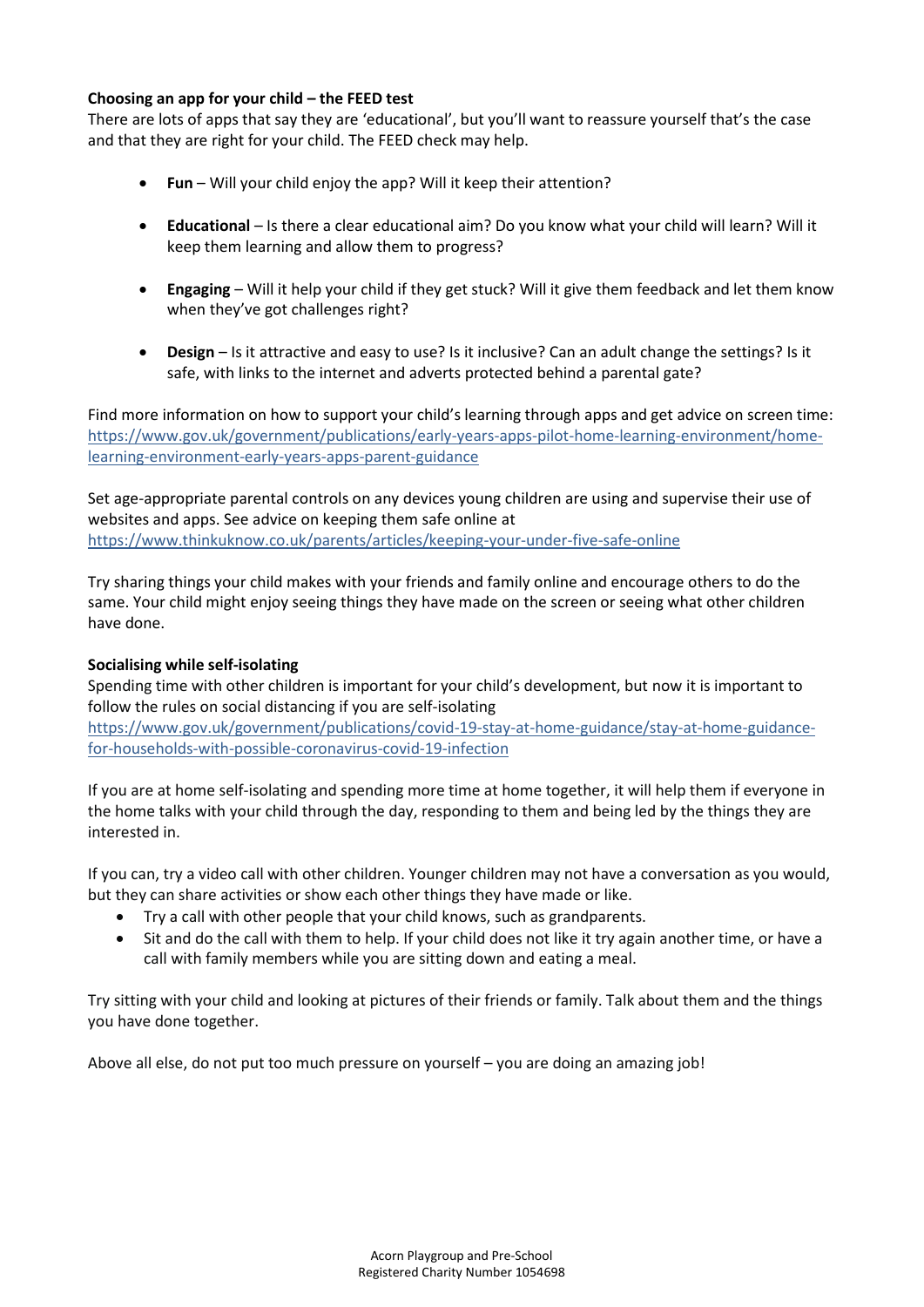**Choosing an app for your child – the FEED test**

There are lots of apps that say they are 'educational', but you'll want to reassure yourself that's the case and that they are right for your child. The FEED check may help.

- **Fun** – Will your child enjoy the app? Will it keep their attention?
- **Educational** – Is there a clear educational aim? Do you know what your child will learn? Will it keep them learning and allow them to progress?
- **Engaging** – Will it help your child if they get stuck? Will it give them feedback and let them know when they've got challenges right?
- **Design** – Is it attractive and easy to use? Is it inclusive? Can an adult change the settings? Is it safe, with links to the internet and adverts protected behind a parental gate?

Find more information on how to support your child's learning through apps and get advice on screen time: https://www.gov.uk/government/publications/early-years-apps-pilot-home-learning-environment/home-learning-environment-early-years-apps-parent-guidance

Set age-appropriate parental controls on any devices young children are using and supervise their use of websites and apps. See advice on keeping them safe online at https://www.thinkuknow.co.uk/parents/articles/keeping-your-under-five-safe-online

Try sharing things your child makes with your friends and family online and encourage others to do the same. Your child might enjoy seeing things they have made on the screen or seeing what other children have done.

**Socialising while self-isolating**

Spending time with other children is important for your child's development, but now it is important to follow the rules on social distancing if you are self-isolating https://www.gov.uk/government/publications/covid-19-stay-at-home-guidance/stay-at-home-guidance-for-households-with-possible-coronavirus-covid-19-infection

If you are at home self-isolating and spending more time at home together, it will help them if everyone in the home talks with your child through the day, responding to them and being led by the things they are interested in.

If you can, try a video call with other children. Younger children may not have a conversation as you would, but they can share activities or show each other things they have made or like.

- Try a call with other people that your child knows, such as grandparents.
- Sit and do the call with them to help. If your child does not like it try again another time, or have a call with family members while you are sitting down and eating a meal.

Try sitting with your child and looking at pictures of their friends or family. Talk about them and the things you have done together.

Above all else, do not put too much pressure on yourself – you are doing an amazing job!